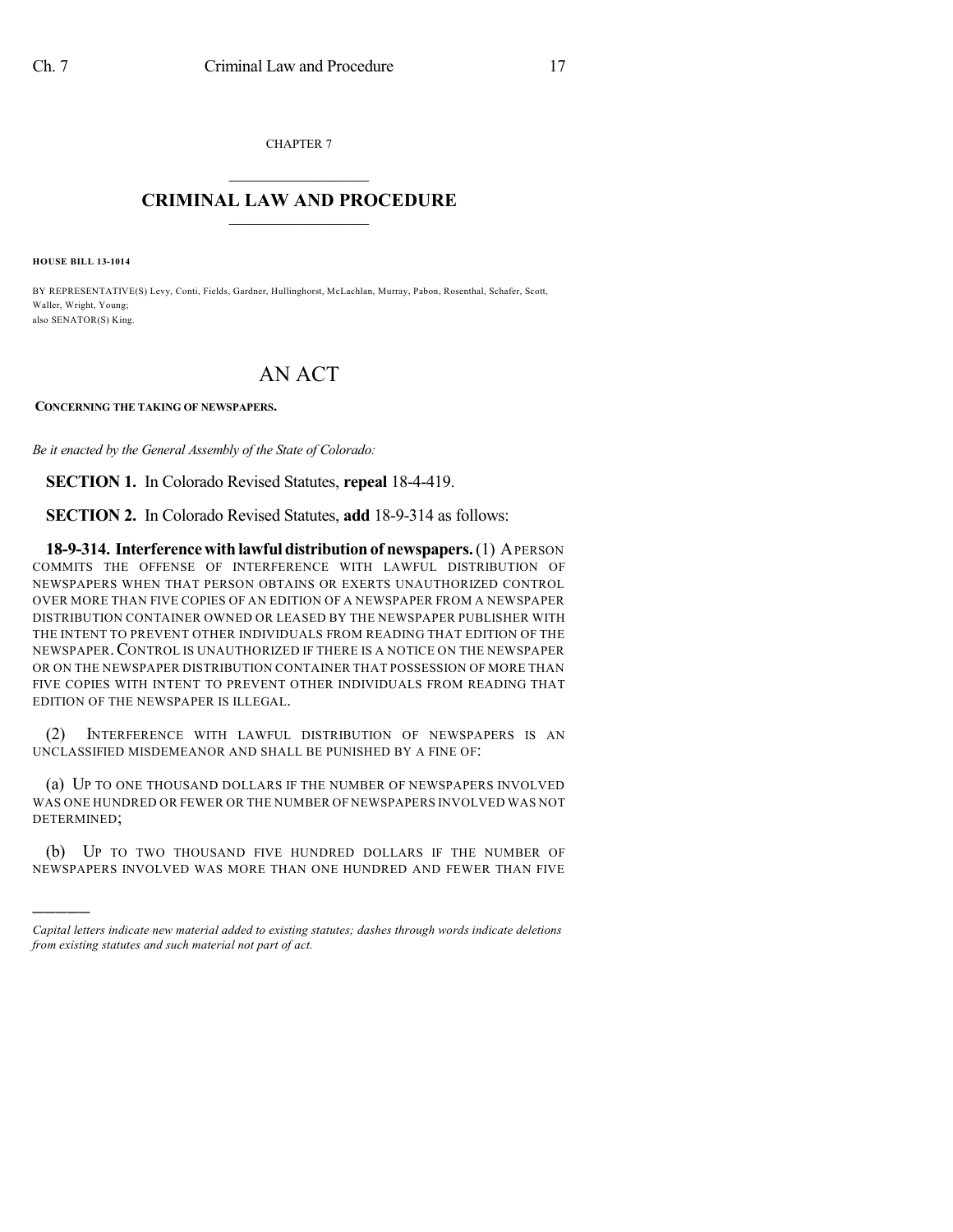CHAPTER 7

# CRIMINAL LAW AND PROCEDURE

**HOUSE BILL 13-1014**

BY REPRESENTATIVE(S) Levy, Conti, Fields, Gardner, Hullinghorst, McLachlan, Murray, Pabon, Rosenthal, Schafer, Scott, Waller, Wright, Young;
also SENATOR(S) King.

## AN ACT

**CONCERNING THE TAKING OF NEWSPAPERS.**

*Be it enacted by the General Assembly of the State of Colorado:*

**SECTION 1.** In Colorado Revised Statutes, **repeal** 18-4-419.

**SECTION 2.** In Colorado Revised Statutes, **add** 18-9-314 as follows:

**18-9-314. Interference with lawful distribution of newspapers.** (1) A PERSON COMMITS THE OFFENSE OF INTERFERENCE WITH LAWFUL DISTRIBUTION OF NEWSPAPERS WHEN THAT PERSON OBTAINS OR EXERTS UNAUTHORIZED CONTROL OVER MORE THAN FIVE COPIES OF AN EDITION OF A NEWSPAPER FROM A NEWSPAPER DISTRIBUTION CONTAINER OWNED OR LEASED BY THE NEWSPAPER PUBLISHER WITH THE INTENT TO PREVENT OTHER INDIVIDUALS FROM READING THAT EDITION OF THE NEWSPAPER. CONTROL IS UNAUTHORIZED IF THERE IS A NOTICE ON THE NEWSPAPER OR ON THE NEWSPAPER DISTRIBUTION CONTAINER THAT POSSESSION OF MORE THAN FIVE COPIES WITH INTENT TO PREVENT OTHER INDIVIDUALS FROM READING THAT EDITION OF THE NEWSPAPER IS ILLEGAL.

(2) INTERFERENCE WITH LAWFUL DISTRIBUTION OF NEWSPAPERS IS AN UNCLASSIFIED MISDEMEANOR AND SHALL BE PUNISHED BY A FINE OF:

(a) UP TO ONE THOUSAND DOLLARS IF THE NUMBER OF NEWSPAPERS INVOLVED WAS ONE HUNDRED OR FEWER OR THE NUMBER OF NEWSPAPERS INVOLVED WAS NOT DETERMINED;

(b) UP TO TWO THOUSAND FIVE HUNDRED DOLLARS IF THE NUMBER OF NEWSPAPERS INVOLVED WAS MORE THAN ONE HUNDRED AND FEWER THAN FIVE

---

*Capital letters indicate new material added to existing statutes; dashes through words indicate deletions from existing statutes and such material not part of act.*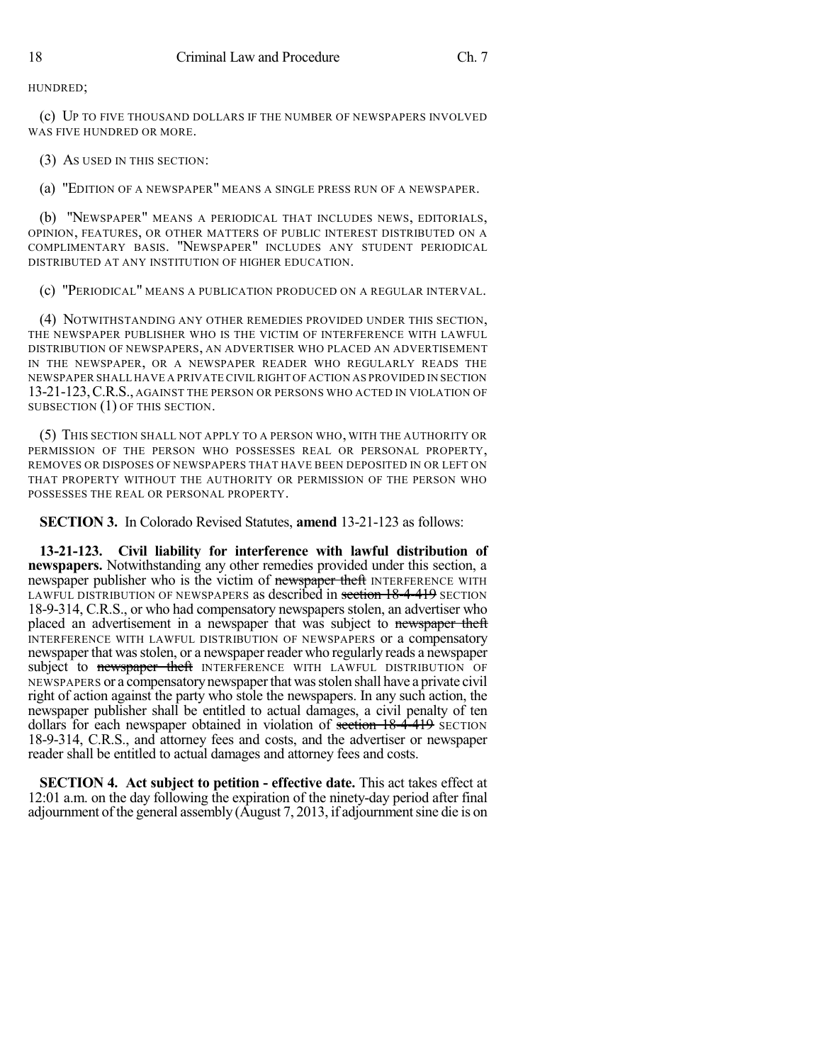HUNDRED;

(c) UP TO FIVE THOUSAND DOLLARS IF THE NUMBER OF NEWSPAPERS INVOLVED WAS FIVE HUNDRED OR MORE.

(3) AS USED IN THIS SECTION:

(a) "EDITION OF A NEWSPAPER" MEANS A SINGLE PRESS RUN OF A NEWSPAPER.

(b) "NEWSPAPER" MEANS A PERIODICAL THAT INCLUDES NEWS, EDITORIALS, OPINION, FEATURES, OR OTHER MATTERS OF PUBLIC INTEREST DISTRIBUTED ON A COMPLIMENTARY BASIS. "NEWSPAPER" INCLUDES ANY STUDENT PERIODICAL DISTRIBUTED AT ANY INSTITUTION OF HIGHER EDUCATION.

(c) "PERIODICAL" MEANS A PUBLICATION PRODUCED ON A REGULAR INTERVAL.

(4) NOTWITHSTANDING ANY OTHER REMEDIES PROVIDED UNDER THIS SECTION, THE NEWSPAPER PUBLISHER WHO IS THE VICTIM OF INTERFERENCE WITH LAWFUL DISTRIBUTION OF NEWSPAPERS, AN ADVERTISER WHO PLACED AN ADVERTISEMENT IN THE NEWSPAPER, OR A NEWSPAPER READER WHO REGULARLY READS THE NEWSPAPER SHALL HAVE A PRIVATE CIVIL RIGHT OF ACTION AS PROVIDED IN SECTION 13-21-123, C.R.S., AGAINST THE PERSON OR PERSONS WHO ACTED IN VIOLATION OF SUBSECTION (1) OF THIS SECTION.

(5) THIS SECTION SHALL NOT APPLY TO A PERSON WHO, WITH THE AUTHORITY OR PERMISSION OF THE PERSON WHO POSSESSES REAL OR PERSONAL PROPERTY, REMOVES OR DISPOSES OF NEWSPAPERS THAT HAVE BEEN DEPOSITED IN OR LEFT ON THAT PROPERTY WITHOUT THE AUTHORITY OR PERMISSION OF THE PERSON WHO POSSESSES THE REAL OR PERSONAL PROPERTY.

**SECTION 3.** In Colorado Revised Statutes, **amend** 13-21-123 as follows:

**13-21-123. Civil liability for interference with lawful distribution of newspapers.** Notwithstanding any other remedies provided under this section, a newspaper publisher who is the victim of ~~newspaper theft~~ INTERFERENCE WITH LAWFUL DISTRIBUTION OF NEWSPAPERS as described in ~~section 18-4-419~~ SECTION 18-9-314, C.R.S., or who had compensatory newspapers stolen, an advertiser who placed an advertisement in a newspaper that was subject to ~~newspaper theft~~ INTERFERENCE WITH LAWFUL DISTRIBUTION OF NEWSPAPERS or a compensatory newspaper that was stolen, or a newspaper reader who regularly reads a newspaper subject to ~~newspaper theft~~ INTERFERENCE WITH LAWFUL DISTRIBUTION OF NEWSPAPERS or a compensatory newspaper that was stolen shall have a private civil right of action against the party who stole the newspapers. In any such action, the newspaper publisher shall be entitled to actual damages, a civil penalty of ten dollars for each newspaper obtained in violation of ~~section 18-4-419~~ SECTION 18-9-314, C.R.S., and attorney fees and costs, and the advertiser or newspaper reader shall be entitled to actual damages and attorney fees and costs.

**SECTION 4. Act subject to petition - effective date.** This act takes effect at 12:01 a.m. on the day following the expiration of the ninety-day period after final adjournment of the general assembly (August 7, 2013, if adjournment sine die is on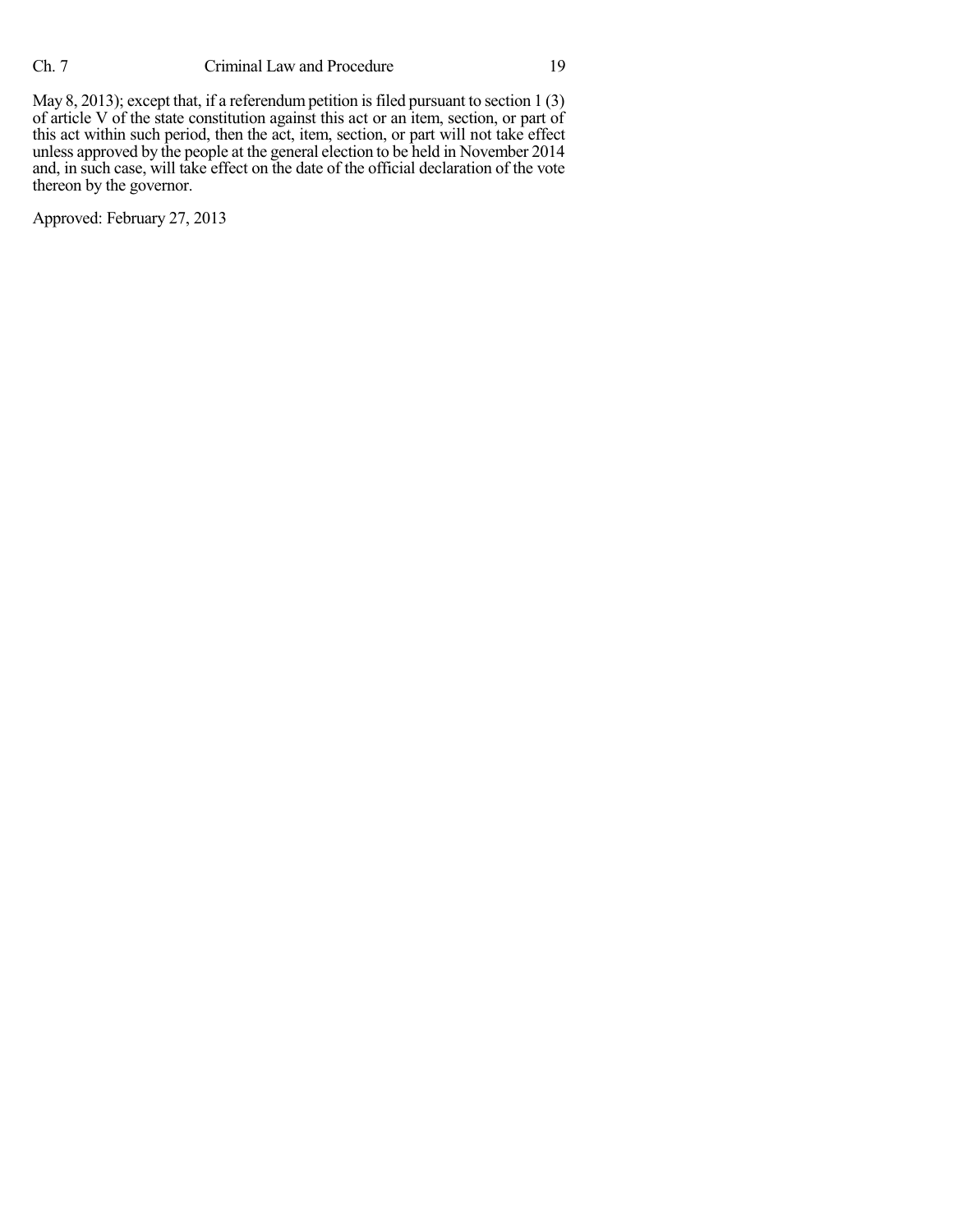May 8, 2013); except that, if a referendum petition is filed pursuant to section 1 (3) of article V of the state constitution against this act or an item, section, or part of this act within such period, then the act, item, section, or part will not take effect unless approved by the people at the general election to be held in November 2014 and, in such case, will take effect on the date of the official declaration of the vote thereon by the governor.

Approved: February 27, 2013